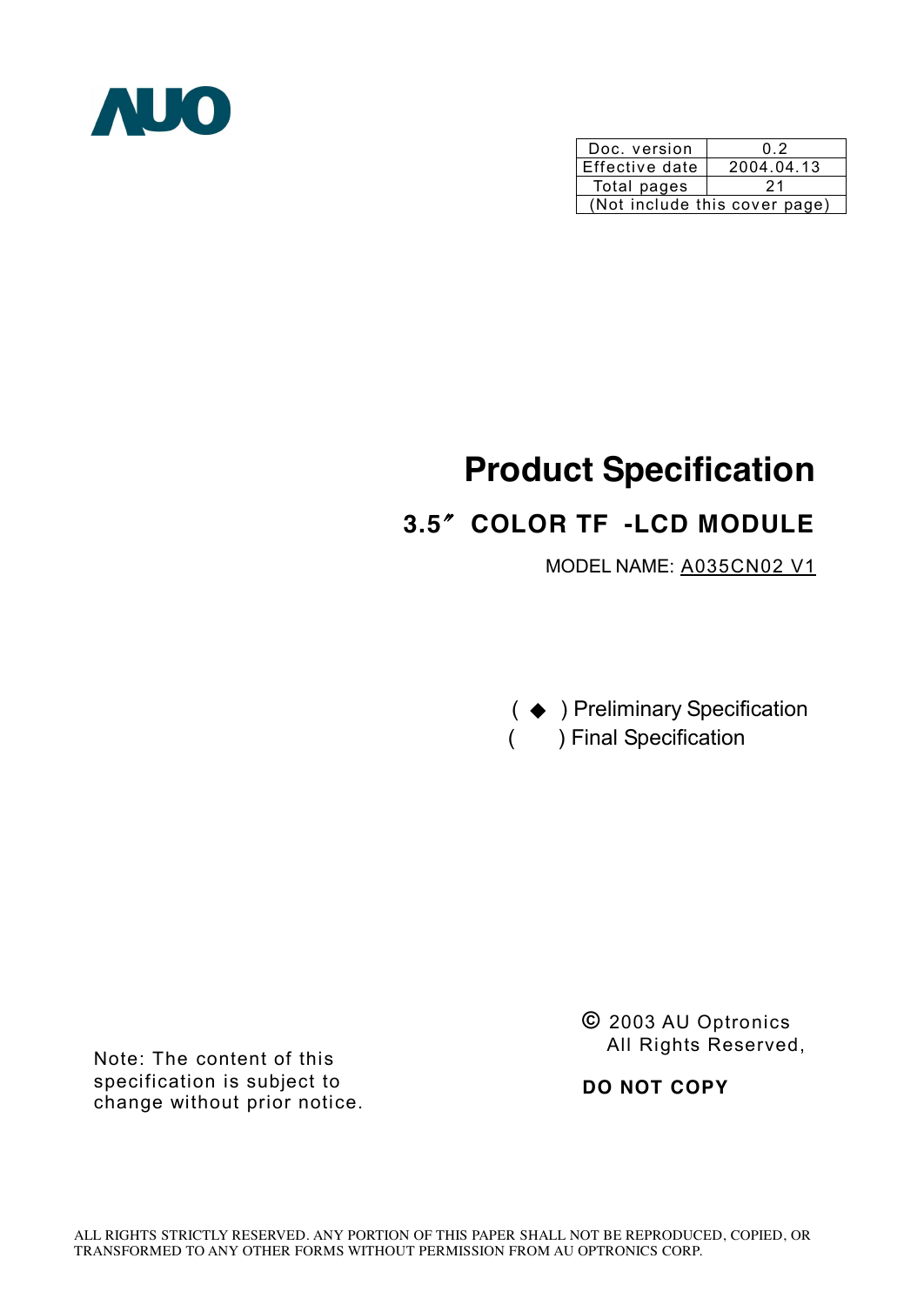AUO

| Doc. version | 0.2 |
| --- | --- |
| Effective date | 2004.04.13 |
| Total pages | 21 |
| (Not include this cover page) | |

# Product Specification

## 3.5" COLOR TF -LCD MODULE

MODEL NAME: A035CN02 V1

( ◆ ) Preliminary Specification

(   ) Final Specification

Note: The content of this specification is subject to change without prior notice.

© 2003 AU Optronics
All Rights Reserved,

**DO NOT COPY**

ALL RIGHTS STRICTLY RESERVED. ANY PORTION OF THIS PAPER SHALL NOT BE REPRODUCED, COPIED, OR TRANSFORMED TO ANY OTHER FORMS WITHOUT PERMISSION FROM AU OPTRONICS CORP.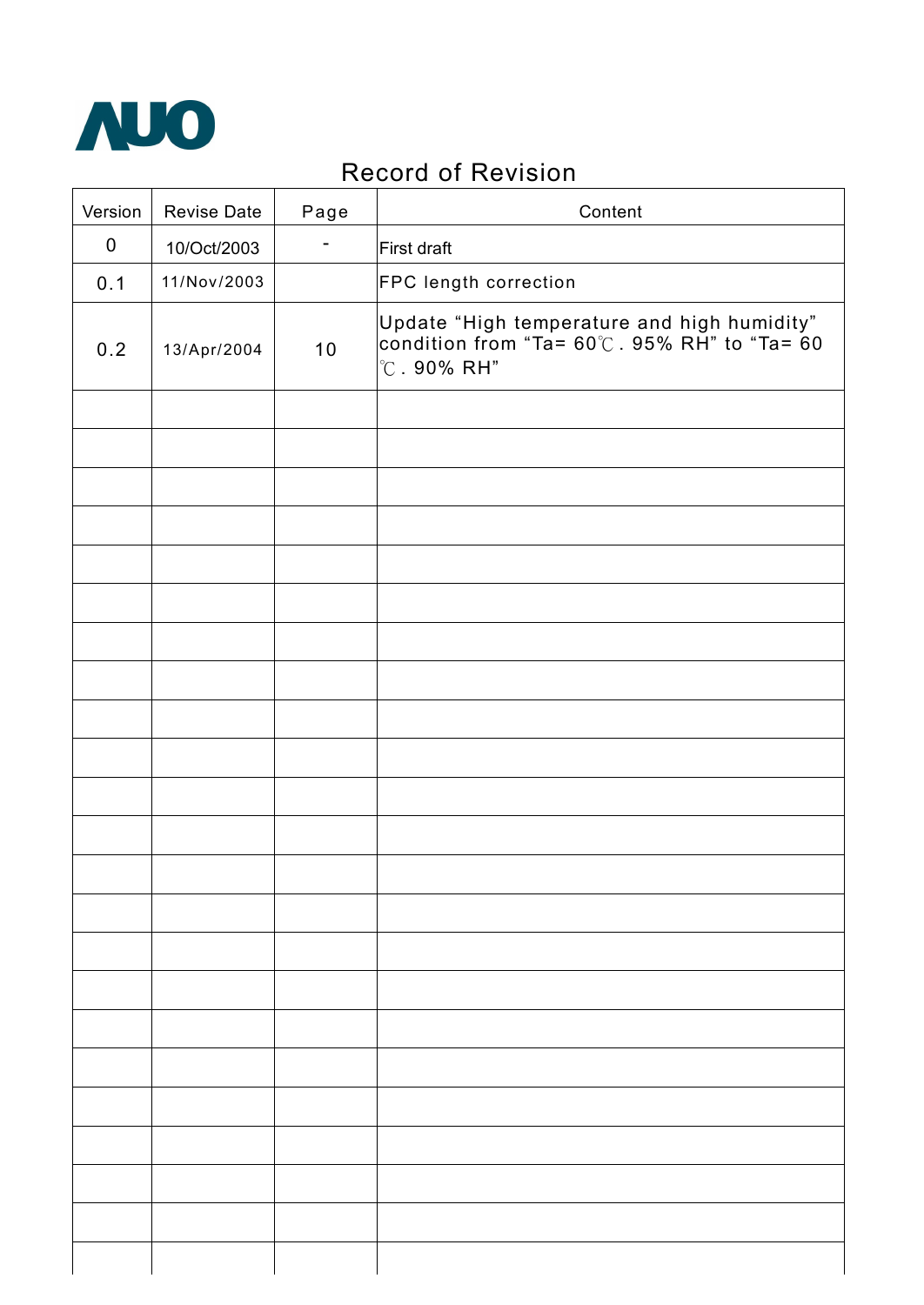# Record of Revision

| Version | Revise Date | Page | Content |
|---|---|---|---|
| 0 | 10/Oct/2003 | - | First draft |
| 0.1 | 11/Nov/2003 | | FPC length correction |
| 0.2 | 13/Apr/2004 | 10 | Update "High temperature and high humidity" condition from "Ta= 60℃. 95% RH" to "Ta= 60℃. 90% RH" |
| | | | |
| | | | |
| | | | |
| | | | |
| | | | |
| | | | |
| | | | |
| | | | |
| | | | |
| | | | |
| | | | |
| | | | |
| | | | |
| | | | |
| | | | |
| | | | |
| | | | |
| | | | |
| | | | |
| | | | |
| | | | |
| | | | |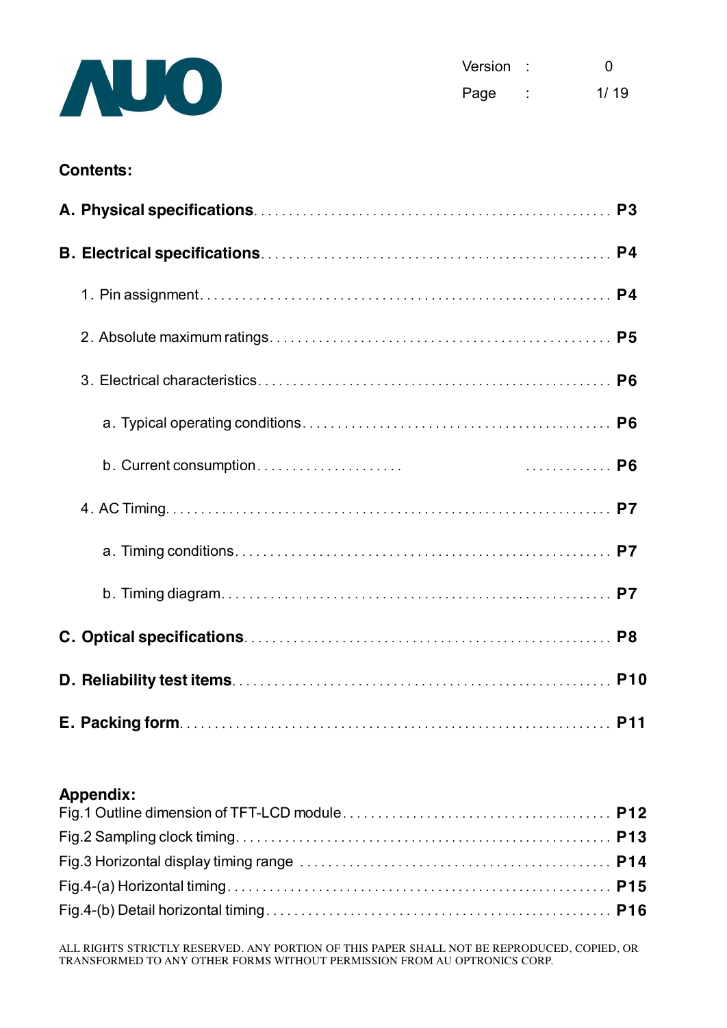**Contents:**

**A. Physical specifications** . . . . . . . . . . . . . . . . . . . . . . . . . . . . . . . . . . . . . . . . . . . . . . . . . . **P3**

**B. Electrical specifications** . . . . . . . . . . . . . . . . . . . . . . . . . . . . . . . . . . . . . . . . . . . . . . . . **P4**

1. Pin assignment . . . . . . . . . . . . . . . . . . . . . . . . . . . . . . . . . . . . . . . . . . . . . . . . . . . . . . . . . **P4**

2. Absolute maximum ratings . . . . . . . . . . . . . . . . . . . . . . . . . . . . . . . . . . . . . . . . . . . . . . . . **P5**

3. Electrical characteristics . . . . . . . . . . . . . . . . . . . . . . . . . . . . . . . . . . . . . . . . . . . . . . . . . . **P6**

a. Typical operating conditions . . . . . . . . . . . . . . . . . . . . . . . . . . . . . . . . . . . . . . . . . . . . **P6**

b. Current consumption . . . . . . . . . . . . . . . . . . . . . . . . . . . . . . . . . . . . . . . . . . . . . . . . . . **P6**

4. AC Timing . . . . . . . . . . . . . . . . . . . . . . . . . . . . . . . . . . . . . . . . . . . . . . . . . . . . . . . . . . . . . . **P7**

a. Timing conditions . . . . . . . . . . . . . . . . . . . . . . . . . . . . . . . . . . . . . . . . . . . . . . . . . . . . . . **P7**

b. Timing diagram . . . . . . . . . . . . . . . . . . . . . . . . . . . . . . . . . . . . . . . . . . . . . . . . . . . . . . . . **P7**

**C. Optical specifications** . . . . . . . . . . . . . . . . . . . . . . . . . . . . . . . . . . . . . . . . . . . . . . . . . . . **P8**

**D. Reliability test items** . . . . . . . . . . . . . . . . . . . . . . . . . . . . . . . . . . . . . . . . . . . . . . . . . . . . **P10**

**E. Packing form** . . . . . . . . . . . . . . . . . . . . . . . . . . . . . . . . . . . . . . . . . . . . . . . . . . . . . . . . . . . **P11**

**Appendix:**

Fig.1 Outline dimension of TFT-LCD module . . . . . . . . . . . . . . . . . . . . . . . . . . . . . . . . . . . . . **P12**

Fig.2 Sampling clock timing . . . . . . . . . . . . . . . . . . . . . . . . . . . . . . . . . . . . . . . . . . . . . . . . . . . **P13**

Fig.3 Horizontal display timing range . . . . . . . . . . . . . . . . . . . . . . . . . . . . . . . . . . . . . . . . . . . . **P14**

Fig.4-(a) Horizontal timing . . . . . . . . . . . . . . . . . . . . . . . . . . . . . . . . . . . . . . . . . . . . . . . . . . . . **P15**

Fig.4-(b) Detail horizontal timing . . . . . . . . . . . . . . . . . . . . . . . . . . . . . . . . . . . . . . . . . . . . . . . **P16**

ALL RIGHTS STRICTLY RESERVED. ANY PORTION OF THIS PAPER SHALL NOT BE REPRODUCED, COPIED, OR TRANSFORMED TO ANY OTHER FORMS WITHOUT PERMISSION FROM AU OPTRONICS CORP.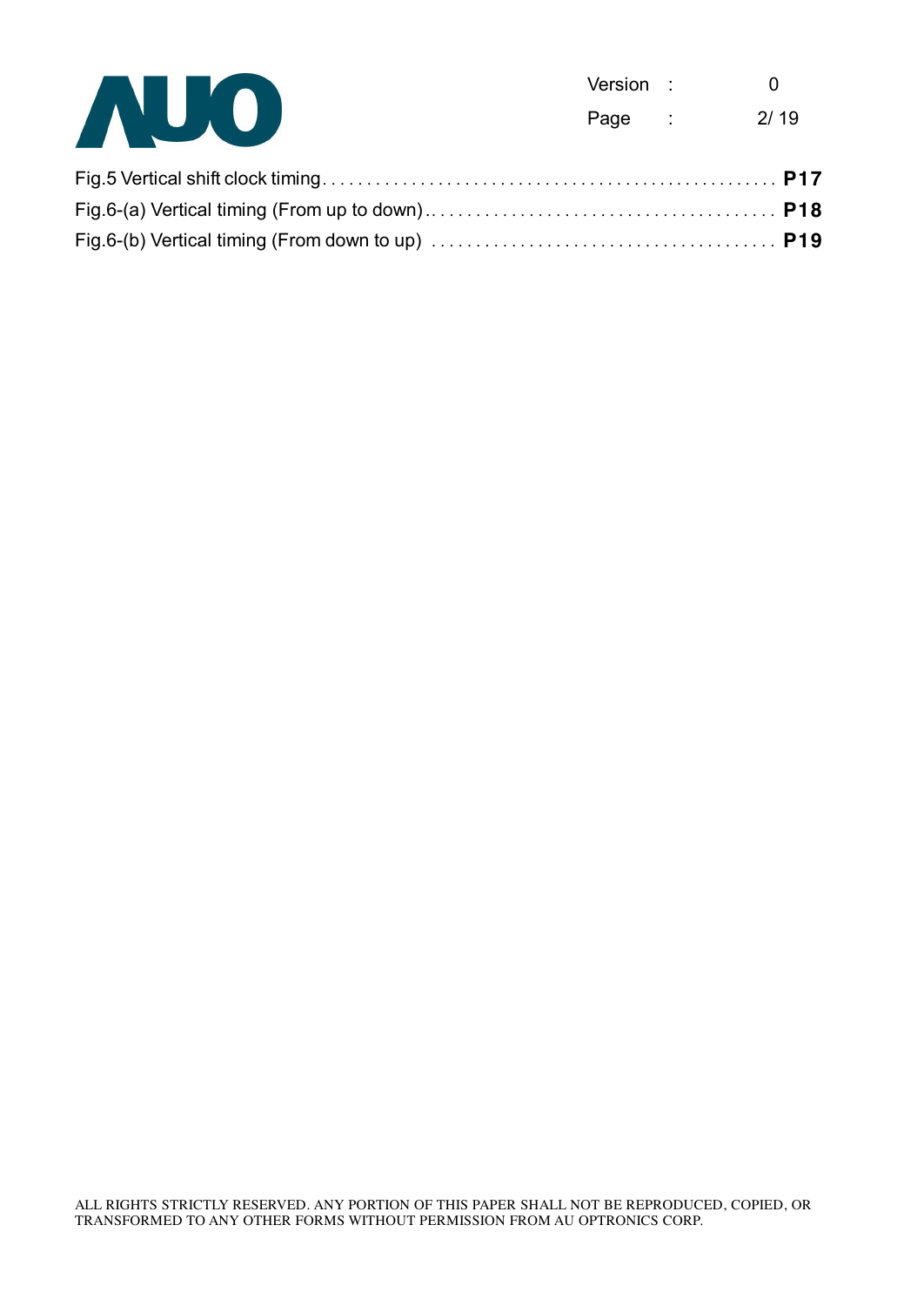Fig.5 Vertical shift clock timing . . . . . . . . . . . . . . . . . . . . . . . . . . . . . . . . . . . . . . . . . . . . . . . . . **P17**

Fig.6-(a) Vertical timing (From up to down) . . . . . . . . . . . . . . . . . . . . . . . . . . . . . . . . . . . . . . . . **P18**

Fig.6-(b) Vertical timing (From down to up) . . . . . . . . . . . . . . . . . . . . . . . . . . . . . . . . . . . . . . . **P19**

ALL RIGHTS STRICTLY RESERVED. ANY PORTION OF THIS PAPER SHALL NOT BE REPRODUCED, COPIED, OR TRANSFORMED TO ANY OTHER FORMS WITHOUT PERMISSION FROM AU OPTRONICS CORP.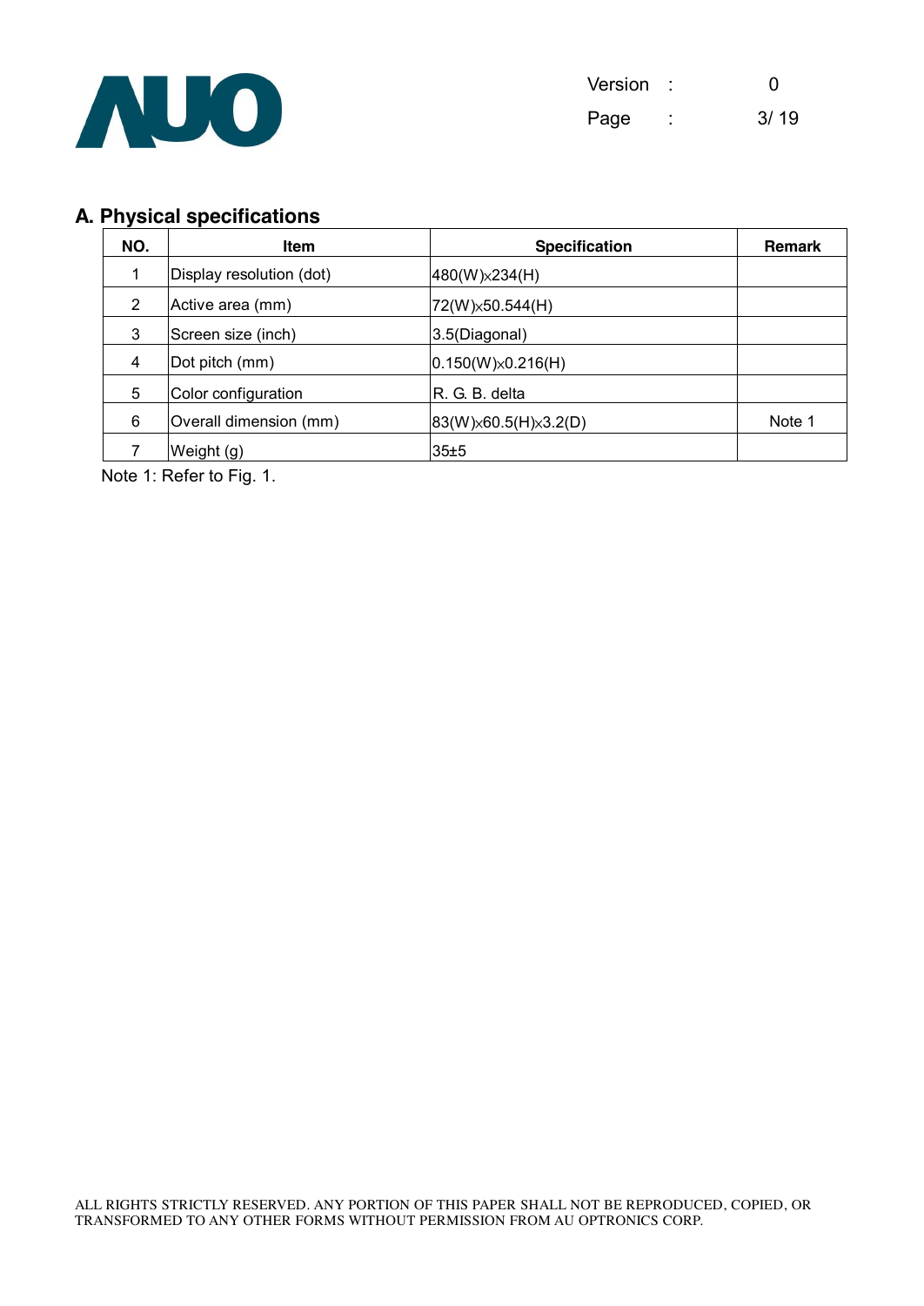## A. Physical specifications

| NO. | Item | Specification | Remark |
|---|---|---|---|
| 1 | Display resolution (dot) | 480(W)×234(H) | |
| 2 | Active area (mm) | 72(W)×50.544(H) | |
| 3 | Screen size (inch) | 3.5(Diagonal) | |
| 4 | Dot pitch (mm) | 0.150(W)×0.216(H) | |
| 5 | Color configuration | R. G. B. delta | |
| 6 | Overall dimension (mm) | 83(W)×60.5(H)×3.2(D) | Note 1 |
| 7 | Weight (g) | 35±5 | |

Note 1: Refer to Fig. 1.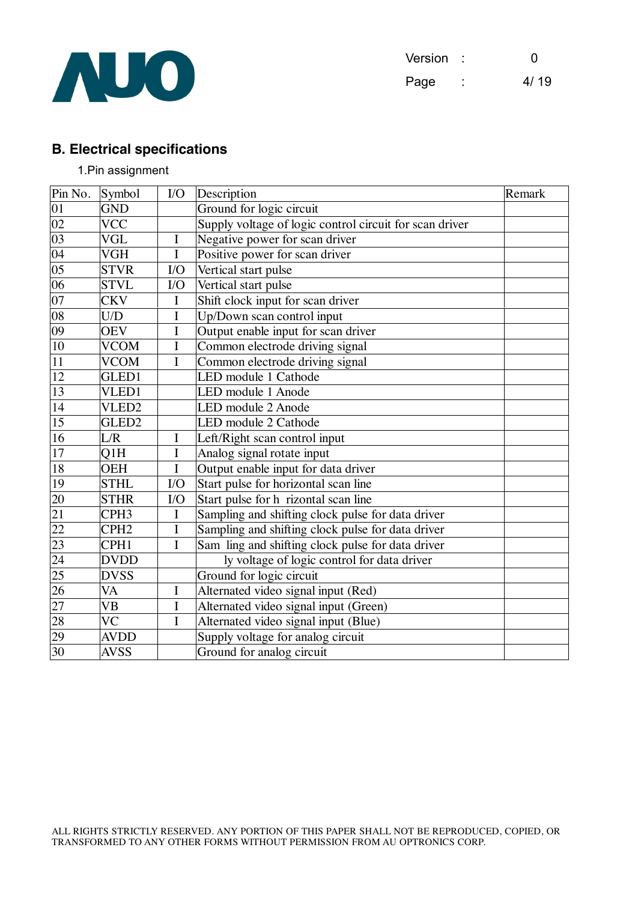## B. Electrical specifications

1.Pin assignment

| Pin No. | Symbol | I/O | Description | Remark |
|---|---|---|---|---|
| 01 | GND | | Ground for logic circuit | |
| 02 | VCC | | Supply voltage of logic control circuit for scan driver | |
| 03 | VGL | I | Negative power for scan driver | |
| 04 | VGH | I | Positive power for scan driver | |
| 05 | STVR | I/O | Vertical start pulse | |
| 06 | STVL | I/O | Vertical start pulse | |
| 07 | CKV | I | Shift clock input for scan driver | |
| 08 | U/D | I | Up/Down scan control input | |
| 09 | OEV | I | Output enable input for scan driver | |
| 10 | VCOM | I | Common electrode driving signal | |
| 11 | VCOM | I | Common electrode driving signal | |
| 12 | GLED1 | | LED module 1 Cathode | |
| 13 | VLED1 | | LED module 1 Anode | |
| 14 | VLED2 | | LED module 2 Anode | |
| 15 | GLED2 | | LED module 2 Cathode | |
| 16 | L/R | I | Left/Right scan control input | |
| 17 | Q1H | I | Analog signal rotate input | |
| 18 | OEH | I | Output enable input for data driver | |
| 19 | STHL | I/O | Start pulse for horizontal scan line | |
| 20 | STHR | I/O | Start pulse for h rizontal scan line | |
| 21 | CPH3 | I | Sampling and shifting clock pulse for data driver | |
| 22 | CPH2 | I | Sampling and shifting clock pulse for data driver | |
| 23 | CPH1 | I | Sam ling and shifting clock pulse for data driver | |
| 24 | DVDD | | ly voltage of logic control for data driver | |
| 25 | DVSS | | Ground for logic circuit | |
| 26 | VA | I | Alternated video signal input (Red) | |
| 27 | VB | I | Alternated video signal input (Green) | |
| 28 | VC | I | Alternated video signal input (Blue) | |
| 29 | AVDD | | Supply voltage for analog circuit | |
| 30 | AVSS | | Ground for analog circuit | |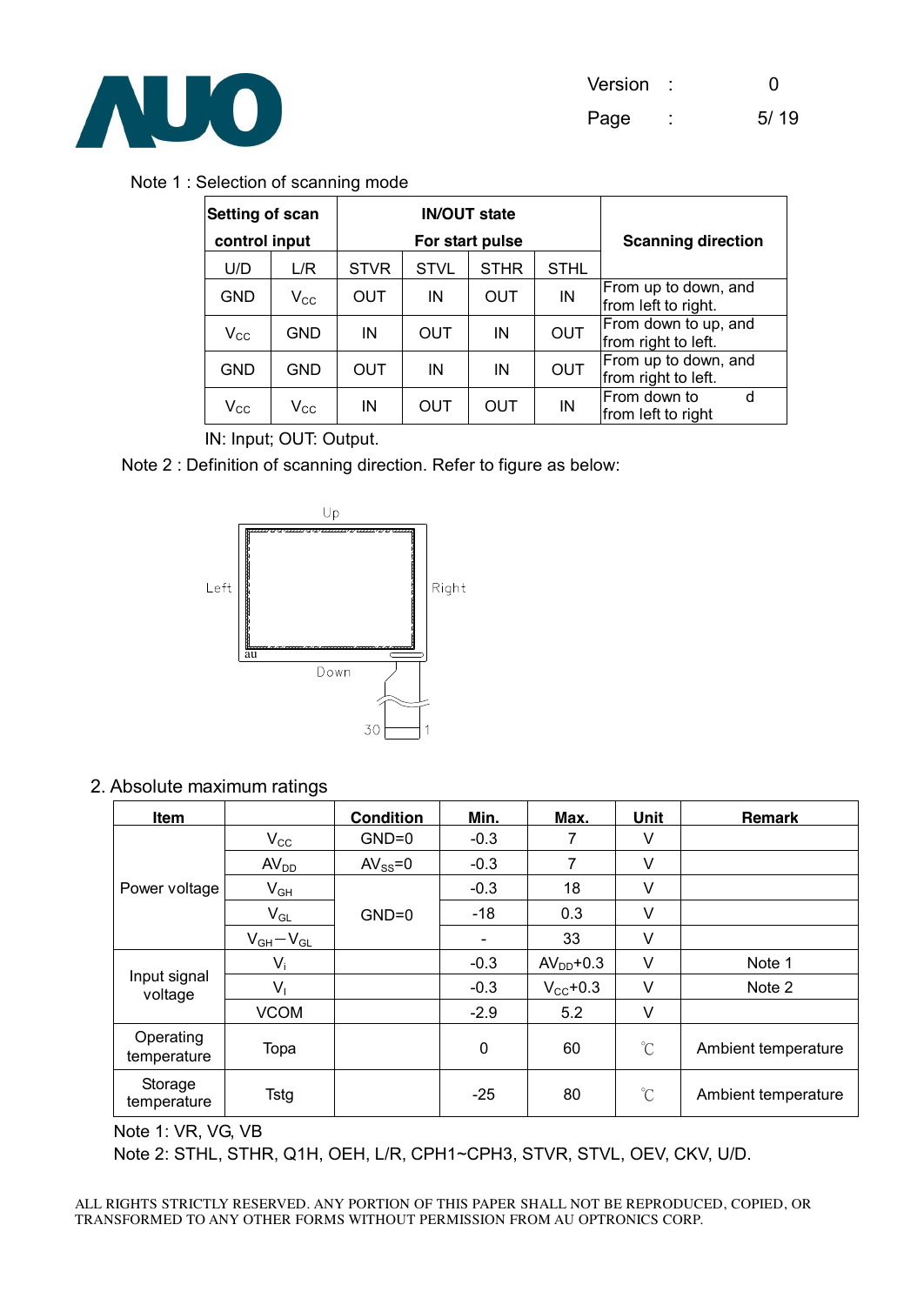Note 1 : Selection of scanning mode

| Setting of scan control input | | IN/OUT state For start pulse | | | | Scanning direction |
|---|---|---|---|---|---|---|
| U/D | L/R | STVR | STVL | STHR | STHL | |
| GND | $V_{CC}$ | OUT | IN | OUT | IN | From up to down, and from left to right. |
| $V_{CC}$ | GND | IN | OUT | IN | OUT | From down to up, and from right to left. |
| GND | GND | OUT | IN | IN | OUT | From up to down, and from right to left. |
| $V_{CC}$ | $V_{CC}$ | IN | OUT | OUT | IN | From down to d from left to right |

IN: Input; OUT: Output.

Note 2 : Definition of scanning direction. Refer to figure as below:

Up

Left

Right

Down

30 1

## 2. Absolute maximum ratings

| Item | | Condition | Min. | Max. | Unit | Remark |
|---|---|---|---|---|---|---|
| Power voltage | $V_{CC}$ | GND=0 | -0.3 | 7 | V | |
| | $AV_{DD}$ | $AV_{SS}$=0 | -0.3 | 7 | V | |
| | $V_{GH}$ | GND=0 | -0.3 | 18 | V | |
| | $V_{GL}$ | | -18 | 0.3 | V | |
| | $V_{GH}-V_{GL}$ | | - | 33 | V | |
| Input signal voltage | $V_i$ | | -0.3 | $AV_{DD}$+0.3 | V | Note 1 |
| | $V_I$ | | -0.3 | $V_{CC}$+0.3 | V | Note 2 |
| | VCOM | | -2.9 | 5.2 | V | |
| Operating temperature | Topa | | 0 | 60 | ℃ | Ambient temperature |
| Storage temperature | Tstg | | -25 | 80 | ℃ | Ambient temperature |

Note 1: VR, VG, VB

Note 2: STHL, STHR, Q1H, OEH, L/R, CPH1~CPH3, STVR, STVL, OEV, CKV, U/D.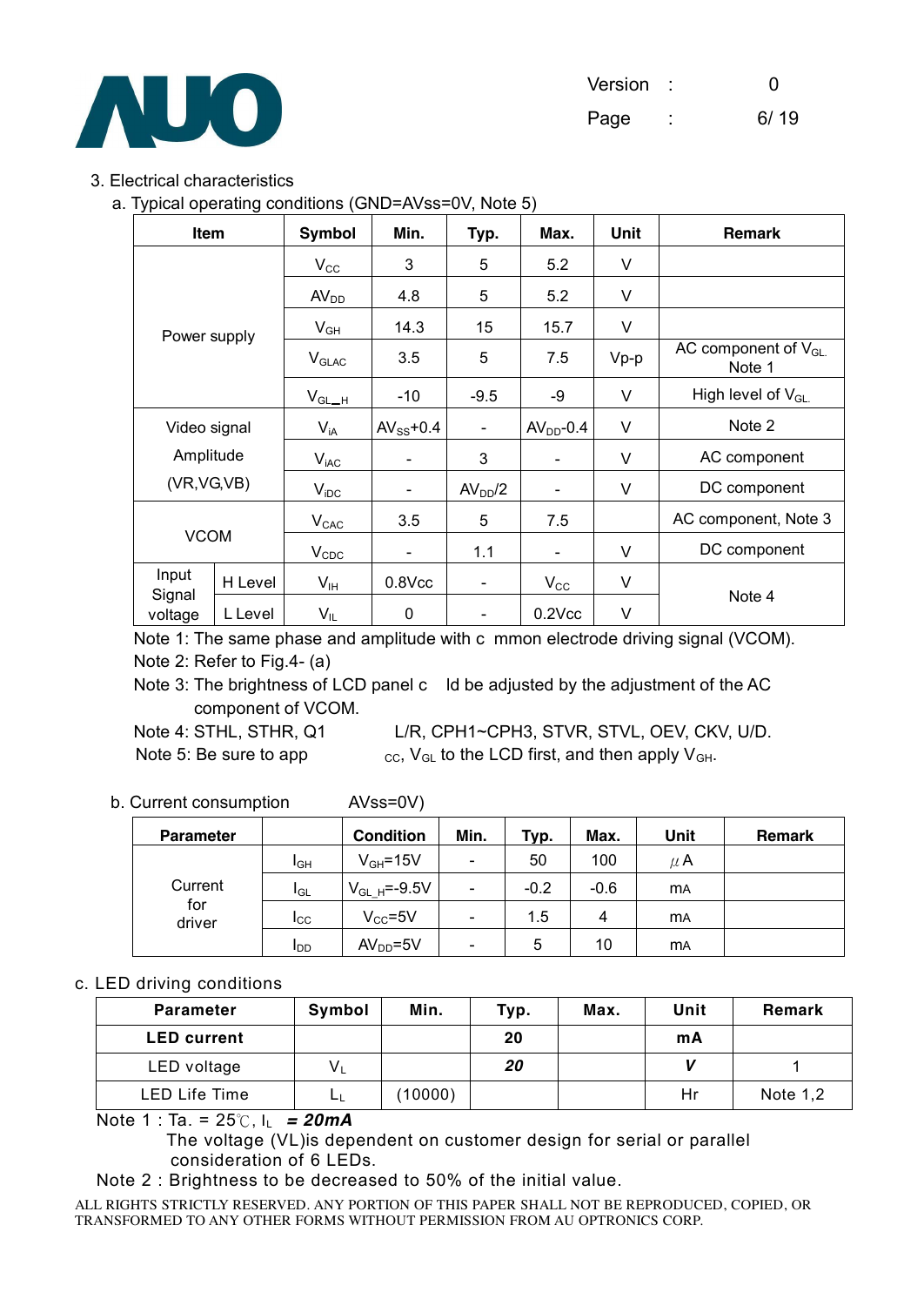3. Electrical characteristics

a. Typical operating conditions (GND=AVss=0V, Note 5)

| Item | | Symbol | Min. | Typ. | Max. | Unit | Remark |
|---|---|---|---|---|---|---|---|
| Power supply | | $V_{CC}$ | 3 | 5 | 5.2 | V | |
| | | $AV_{DD}$ | 4.8 | 5 | 5.2 | V | |
| | | $V_{GH}$ | 14.3 | 15 | 15.7 | V | |
| | | $V_{GLAC}$ | 3.5 | 5 | 7.5 | Vp-p | AC component of $V_{GL}$. Note 1 |
| | | $V_{GL\_H}$ | -10 | -9.5 | -9 | V | High level of $V_{GL}$. |
| Video signal Amplitude (VR,VG,VB) | | $V_{iA}$ | $AV_{SS}$+0.4 | - | $AV_{DD}$-0.4 | V | Note 2 |
| | | $V_{iAC}$ | - | 3 | - | V | AC component |
| | | $V_{iDC}$ | - | $AV_{DD}/2$ | - | V | DC component |
| VCOM | | $V_{CAC}$ | 3.5 | 5 | 7.5 | | AC component, Note 3 |
| | | $V_{CDC}$ | - | 1.1 | - | V | DC component |
| Input Signal voltage | H Level | $V_{IH}$ | 0.8Vcc | - | $V_{CC}$ | V | Note 4 |
| | L Level | $V_{IL}$ | 0 | - | 0.2Vcc | V | |

Note 1: The same phase and amplitude with c mmon electrode driving signal (VCOM).

Note 2: Refer to Fig.4- (a)

Note 3: The brightness of LCD panel c ld be adjusted by the adjustment of the AC component of VCOM.

Note 4: STHL, STHR, Q1 L/R, CPH1~CPH3, STVR, STVL, OEV, CKV, U/D.

Note 5: Be sure to app $_{CC}$, $V_{GL}$ to the LCD first, and then apply $V_{GH}$.

b. Current consumption AVss=0V)

| Parameter | | Condition | Min. | Typ. | Max. | Unit | Remark |
|---|---|---|---|---|---|---|---|
| Current for driver | $I_{GH}$ | $V_{GH}$=15V | - | 50 | 100 | μA | |
| | $I_{GL}$ | $V_{GL\_H}$=-9.5V | - | -0.2 | -0.6 | mA | |
| | $I_{CC}$ | $V_{CC}$=5V | - | 1.5 | 4 | mA | |
| | $I_{DD}$ | $AV_{DD}$=5V | - | 5 | 10 | mA | |

c. LED driving conditions

| Parameter | Symbol | Min. | Typ. | Max. | Unit | Remark |
|---|---|---|---|---|---|---|
| **LED current** | | | **20** | | **mA** | |
| LED voltage | $V_L$ | | ***20*** | | ***V*** | 1 |
| LED Life Time | $L_L$ | (10000) | | | Hr | Note 1,2 |

Note 1 : Ta. = 25℃, $I_L$ ***= 20mA***

The voltage (VL)is dependent on customer design for serial or parallel consideration of 6 LEDs.

Note 2 : Brightness to be decreased to 50% of the initial value.

ALL RIGHTS STRICTLY RESERVED. ANY PORTION OF THIS PAPER SHALL NOT BE REPRODUCED, COPIED, OR TRANSFORMED TO ANY OTHER FORMS WITHOUT PERMISSION FROM AU OPTRONICS CORP.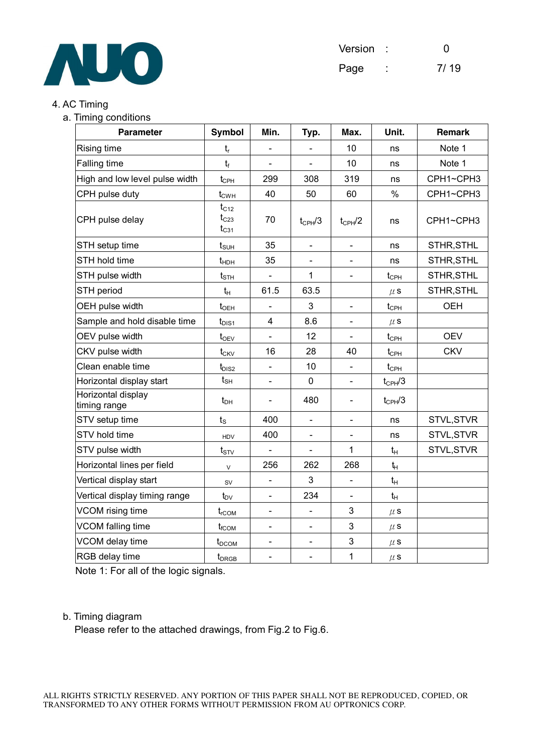4. AC Timing

a. Timing conditions

| Parameter | Symbol | Min. | Typ. | Max. | Unit. | Remark |
|---|---|---|---|---|---|---|
| Rising time | $t_r$ | - | - | 10 | ns | Note 1 |
| Falling time | $t_f$ | - | - | 10 | ns | Note 1 |
| High and low level pulse width | $t_{CPH}$ | 299 | 308 | 319 | ns | CPH1~CPH3 |
| CPH pulse duty | $t_{CWH}$ | 40 | 50 | 60 | % | CPH1~CPH3 |
| CPH pulse delay | $t_{C12}$ $t_{C23}$ $t_{C31}$ | 70 | $t_{CPH}/3$ | $t_{CPH}/2$ | ns | CPH1~CPH3 |
| STH setup time | $t_{SUH}$ | 35 | - | - | ns | STHR,STHL |
| STH hold time | $t_{HDH}$ | 35 | - | - | ns | STHR,STHL |
| STH pulse width | $t_{STH}$ | - | 1 | - | $t_{CPH}$ | STHR,STHL |
| STH period | $t_H$ | 61.5 | 63.5 | | μs | STHR,STHL |
| OEH pulse width | $t_{OEH}$ | - | 3 | - | $t_{CPH}$ | OEH |
| Sample and hold disable time | $t_{DIS1}$ | 4 | 8.6 | - | μs | |
| OEV pulse width | $t_{OEV}$ | - | 12 | - | $t_{CPH}$ | OEV |
| CKV pulse width | $t_{CKV}$ | 16 | 28 | 40 | $t_{CPH}$ | CKV |
| Clean enable time | $t_{DIS2}$ | - | 10 | - | $t_{CPH}$ | |
| Horizontal display start | $t_{SH}$ | - | 0 | - | $t_{CPH}/3$ | |
| Horizontal display timing range | $t_{DH}$ | - | 480 | - | $t_{CPH}/3$ | |
| STV setup time | $t_S$ | 400 | - | - | ns | STVL,STVR |
| STV hold time | HDV | 400 | - | - | ns | STVL,STVR |
| STV pulse width | $t_{STV}$ | - | - | 1 | $t_H$ | STVL,STVR |
| Horizontal lines per field | V | 256 | 262 | 268 | $t_H$ | |
| Vertical display start | SV | - | 3 | - | $t_H$ | |
| Vertical display timing range | $t_{DV}$ | - | 234 | - | $t_H$ | |
| VCOM rising time | $t_{rCOM}$ | - | - | 3 | μs | |
| VCOM falling time | $t_{fCOM}$ | - | - | 3 | μs | |
| VCOM delay time | $t_{DCOM}$ | - | - | 3 | μs | |
| RGB delay time | $t_{DRGB}$ | - | - | 1 | μs | |

Note 1: For all of the logic signals.

b. Timing diagram

Please refer to the attached drawings, from Fig.2 to Fig.6.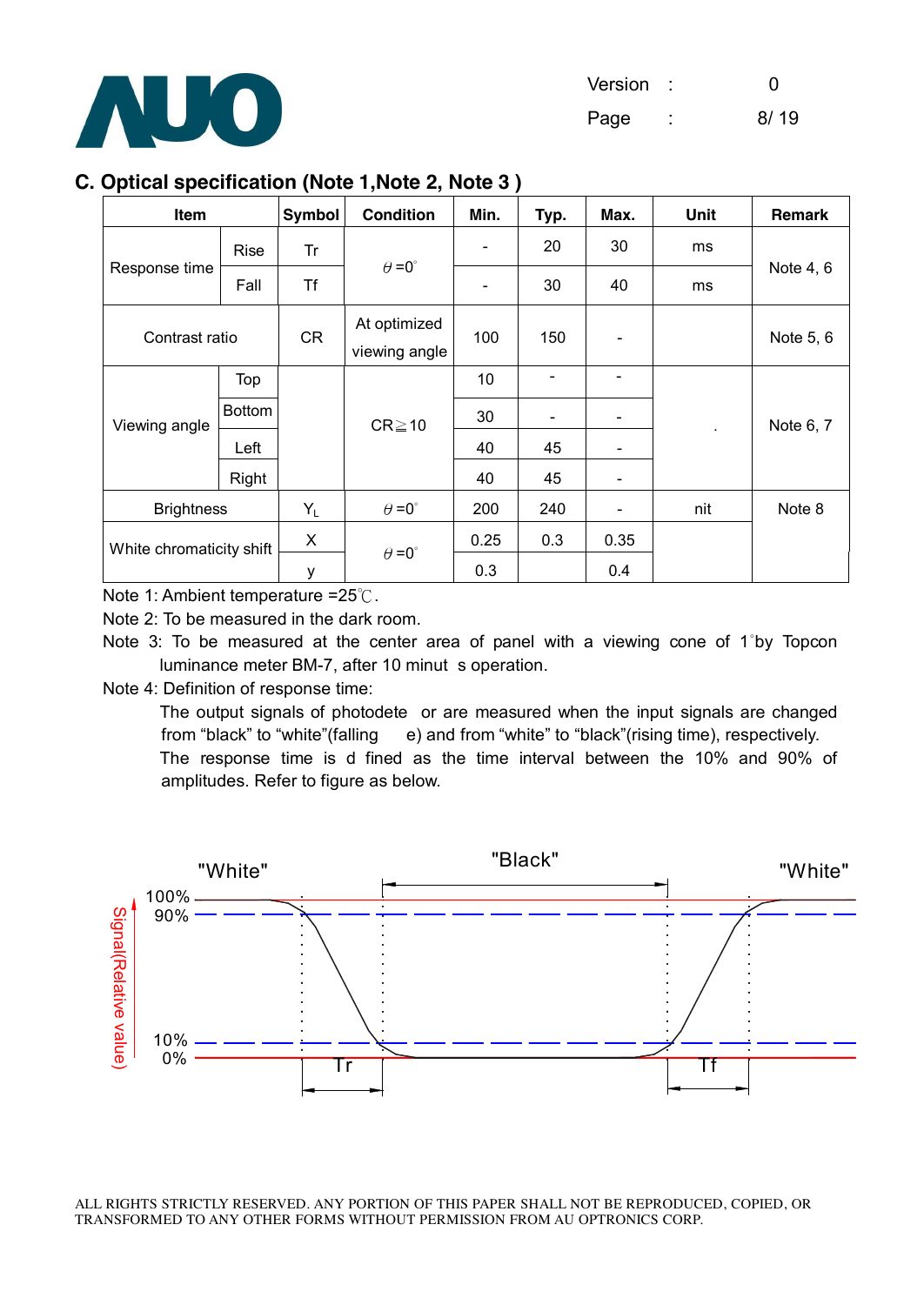## C. Optical specification (Note 1,Note 2, Note 3 )

| Item | | Symbol | Condition | Min. | Typ. | Max. | Unit | Remark |
|---|---|---|---|---|---|---|---|---|
| Response time | Rise | Tr | θ=0° | - | 20 | 30 | ms | Note 4, 6 |
| | Fall | Tf | | - | 30 | 40 | ms | |
| Contrast ratio | | CR | At optimized viewing angle | 100 | 150 | - | | Note 5, 6 |
| Viewing angle | Top | | CR≧10 | 10 | - | - | . | Note 6, 7 |
| | Bottom | | | 30 | - | - | | |
| | Left | | | 40 | 45 | - | | |
| | Right | | | 40 | 45 | - | | |
| Brightness | | $Y_L$ | θ=0° | 200 | 240 | - | nit | Note 8 |
| White chromaticity shift | | X | θ=0° | 0.25 | 0.3 | 0.35 | | |
| | | y | | 0.3 | | 0.4 | | |

Note 1: Ambient temperature =25℃.

Note 2: To be measured in the dark room.

Note 3: To be measured at the center area of panel with a viewing cone of 1°by Topcon luminance meter BM-7, after 10 minut s operation.

Note 4: Definition of response time:

The output signals of photodete or are measured when the input signals are changed from “black” to “white”(falling e) and from “white” to “black”(rising time), respectively. The response time is d fined as the time interval between the 10% and 90% of amplitudes. Refer to figure as below.

"White" "Black" "White"

100% 90% 10% 0%

Signal(Relative value)

Tr Tf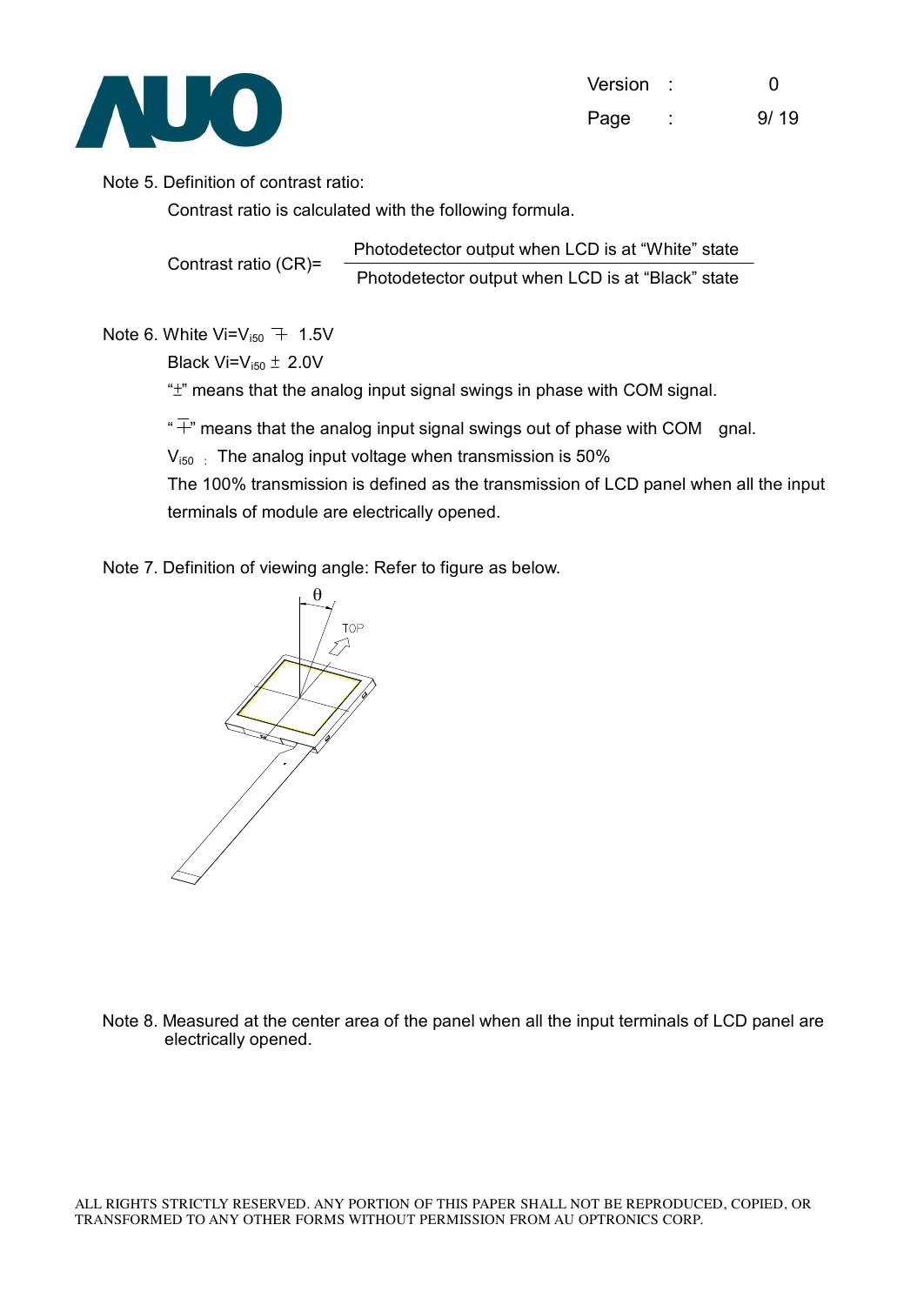Note 5. Definition of contrast ratio:

Contrast ratio is calculated with the following formula.

$$\text{Contrast ratio (CR)} = \frac{\text{Photodetector output when LCD is at "White" state}}{\text{Photodetector output when LCD is at "Black" state}}$$

Note 6. White $V_i = V_{i50} \mp 1.5V$

Black $V_i = V_{i50} \pm 2.0V$

"$\pm$" means that the analog input signal swings in phase with COM signal.

"$\mp$" means that the analog input signal swings out of phase with COM gnal.

$V_{i50}$ : The analog input voltage when transmission is 50%

The 100% transmission is defined as the transmission of LCD panel when all the input terminals of module are electrically opened.

Note 7. Definition of viewing angle: Refer to figure as below.

Note 8. Measured at the center area of the panel when all the input terminals of LCD panel are electrically opened.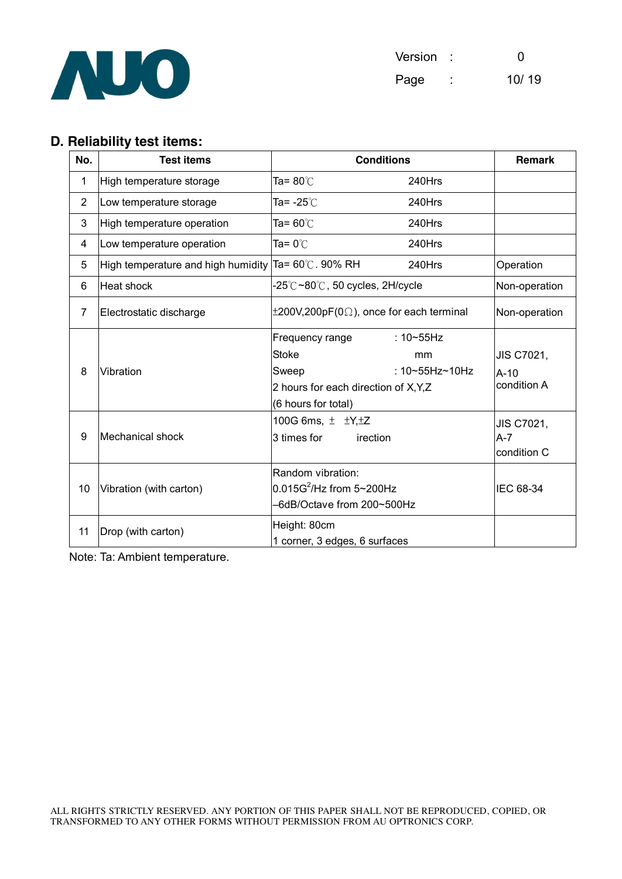## D. Reliability test items:

| No. | Test items | Conditions | Remark |
|---|---|---|---|
| 1 | High temperature storage | Ta= 80℃ 240Hrs | |
| 2 | Low temperature storage | Ta= -25℃ 240Hrs | |
| 3 | High temperature operation | Ta= 60℃ 240Hrs | |
| 4 | Low temperature operation | Ta= 0℃ 240Hrs | |
| 5 | High temperature and high humidity | Ta= 60℃. 90% RH 240Hrs | Operation |
| 6 | Heat shock | -25℃~80℃, 50 cycles, 2H/cycle | Non-operation |
| 7 | Electrostatic discharge | ±200V,200pF(0Ω), once for each terminal | Non-operation |
| 8 | Vibration | Frequency range : 10~55Hz<br>Stoke mm<br>Sweep : 10~55Hz~10Hz<br>2 hours for each direction of X,Y,Z<br>(6 hours for total) | JIS C7021, A-10 condition A |
| 9 | Mechanical shock | 100G 6ms, ± ±Y,±Z<br>3 times for irection | JIS C7021, A-7 condition C |
| 10 | Vibration (with carton) | Random vibration:<br>$0.015G^2$/Hz from 5~200Hz<br>–6dB/Octave from 200~500Hz | IEC 68-34 |
| 11 | Drop (with carton) | Height: 80cm<br>1 corner, 3 edges, 6 surfaces | |

Note: Ta: Ambient temperature.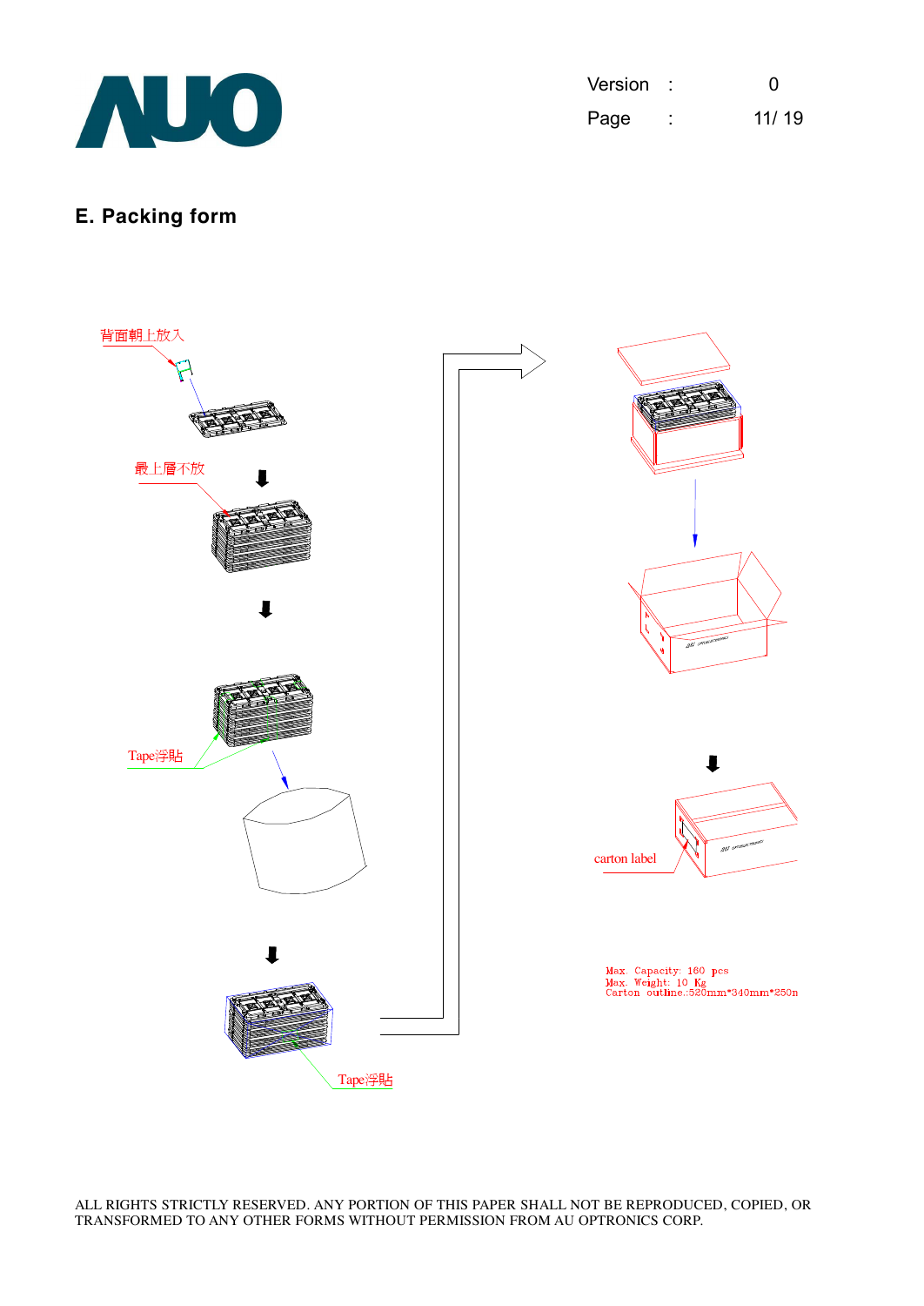## E. Packing form

背面朝上放入

最上層不放

Tape浮貼

Tape浮貼

carton label

Max. Capacity: 160 pcs
Max. Weight: 10 Kg
Carton outline.:520mm*340mm*250m

ALL RIGHTS STRICTLY RESERVED. ANY PORTION OF THIS PAPER SHALL NOT BE REPRODUCED, COPIED, OR TRANSFORMED TO ANY OTHER FORMS WITHOUT PERMISSION FROM AU OPTRONICS CORP.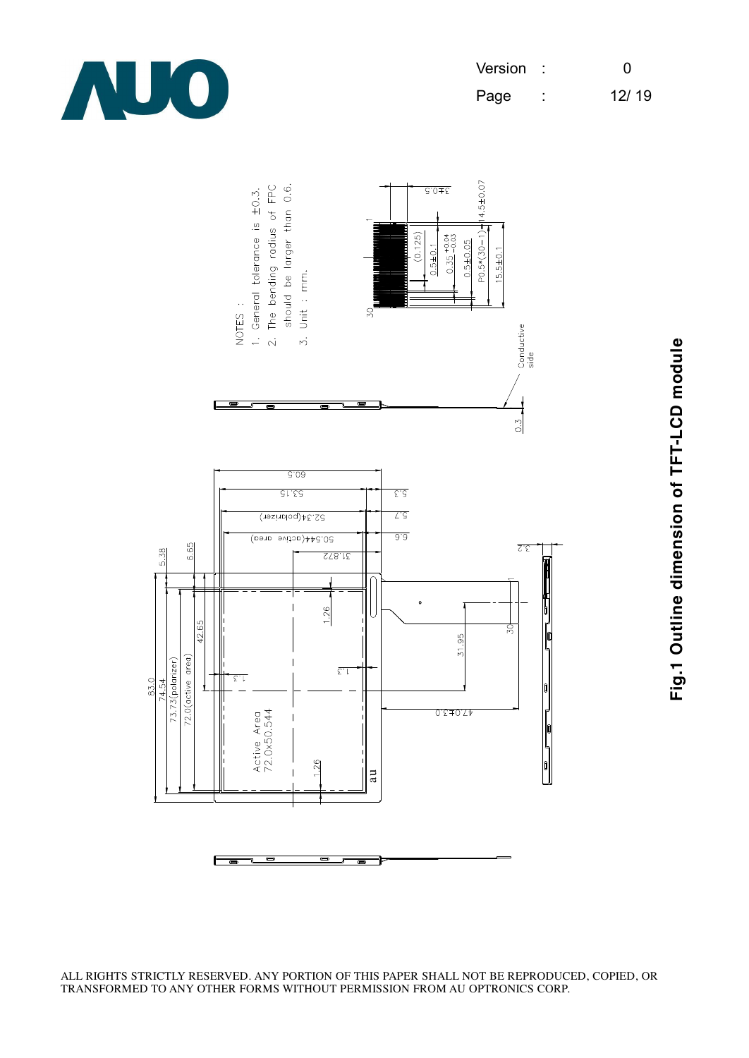NOTES :

1. General tolerance is ±0.3.
2. The bending radius of FPC should be larger than 0.6.
3. Unit : mm.

**Fig.1 Outline dimension of TFT-LCD module**

ALL RIGHTS STRICTLY RESERVED. ANY PORTION OF THIS PAPER SHALL NOT BE REPRODUCED, COPIED, OR TRANSFORMED TO ANY OTHER FORMS WITHOUT PERMISSION FROM AU OPTRONICS CORP.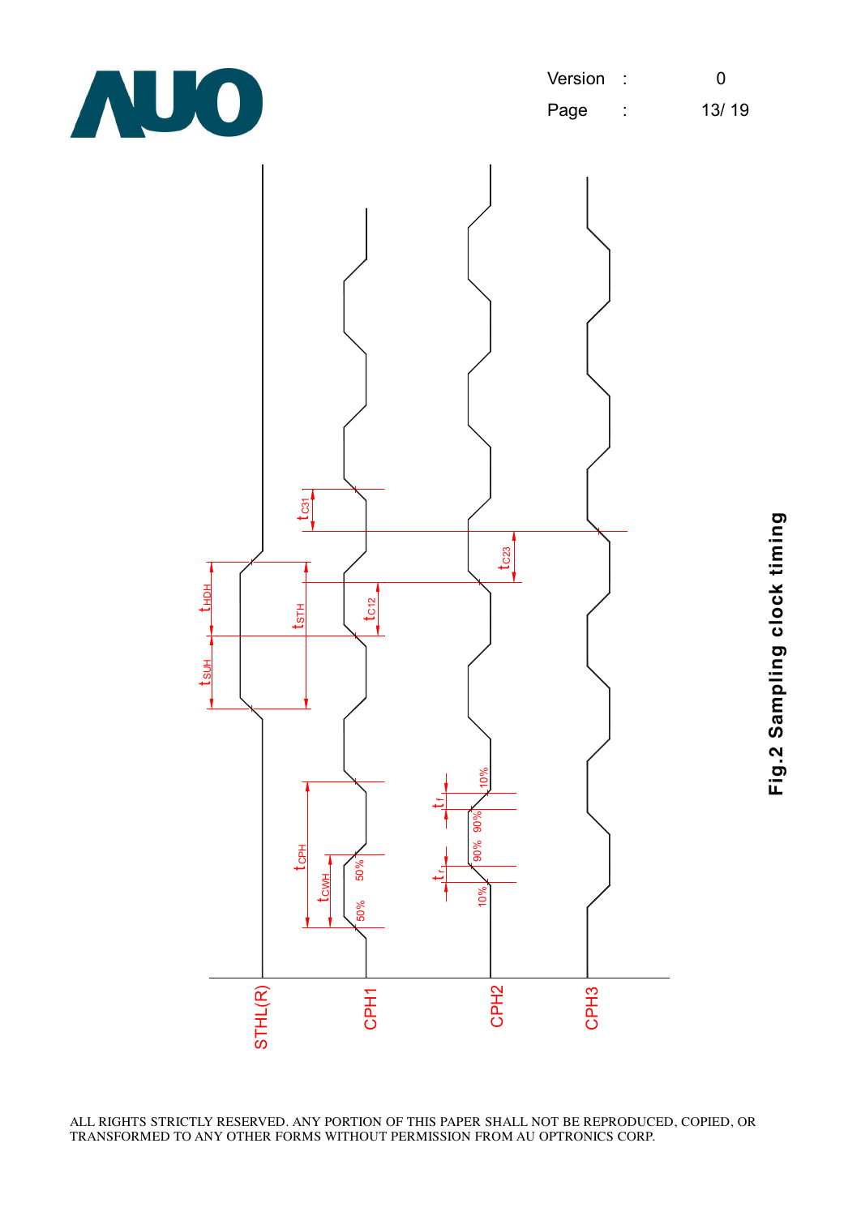**Fig.2 Sampling clock timing**

ALL RIGHTS STRICTLY RESERVED. ANY PORTION OF THIS PAPER SHALL NOT BE REPRODUCED, COPIED, OR TRANSFORMED TO ANY OTHER FORMS WITHOUT PERMISSION FROM AU OPTRONICS CORP.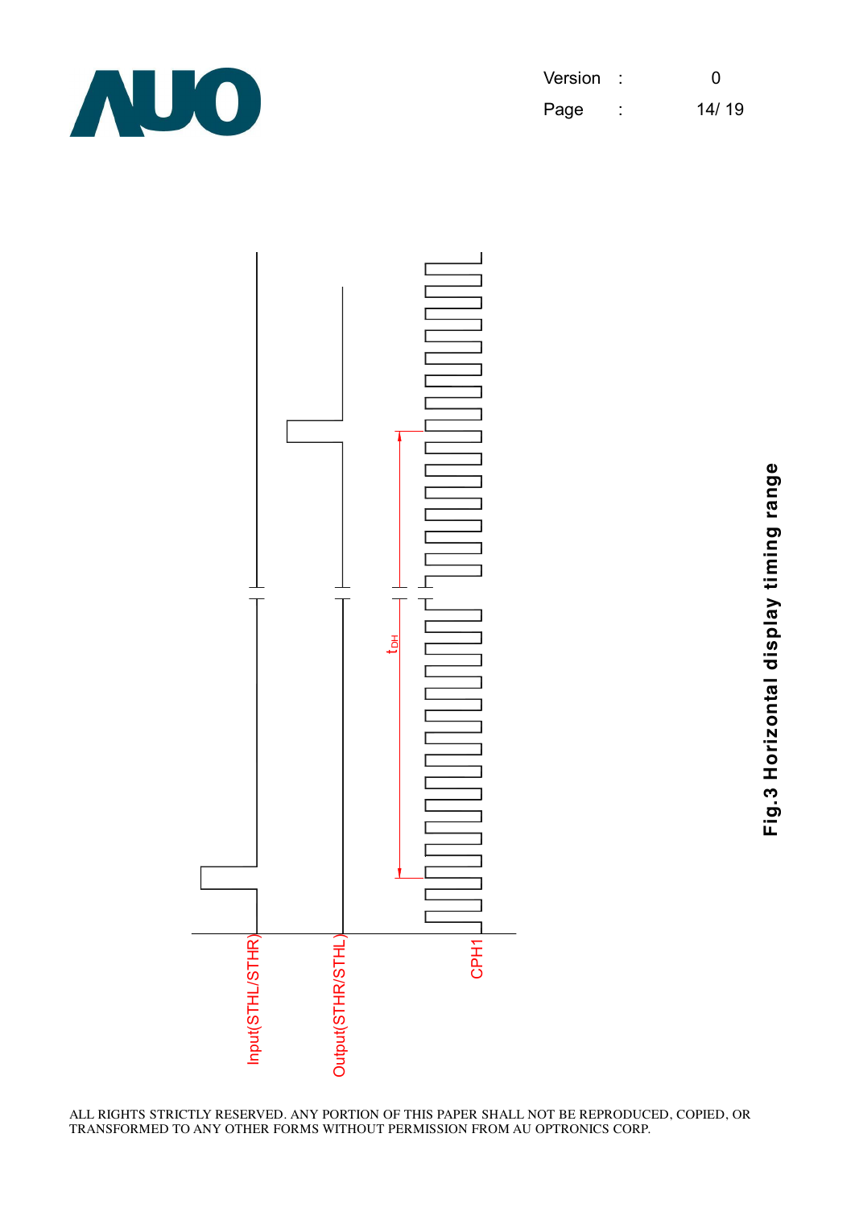Fig.3 Horizontal display timing range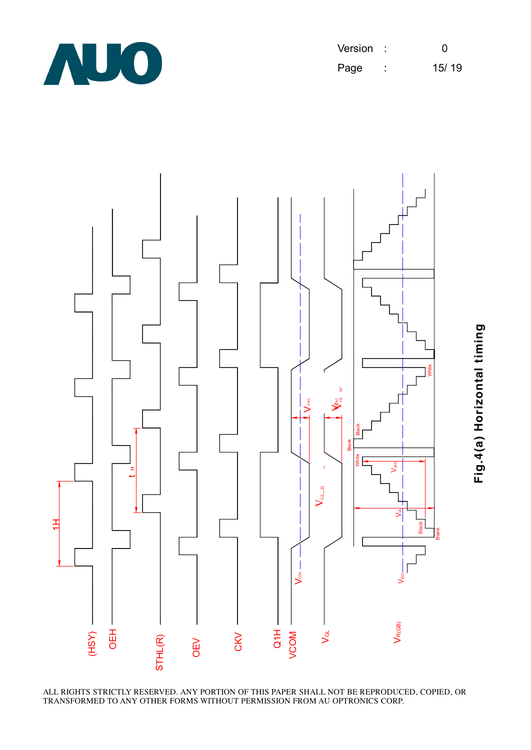Fig.4(a) Horizontal timing

ALL RIGHTS STRICTLY RESERVED. ANY PORTION OF THIS PAPER SHALL NOT BE REPRODUCED, COPIED, OR TRANSFORMED TO ANY OTHER FORMS WITHOUT PERMISSION FROM AU OPTRONICS CORP.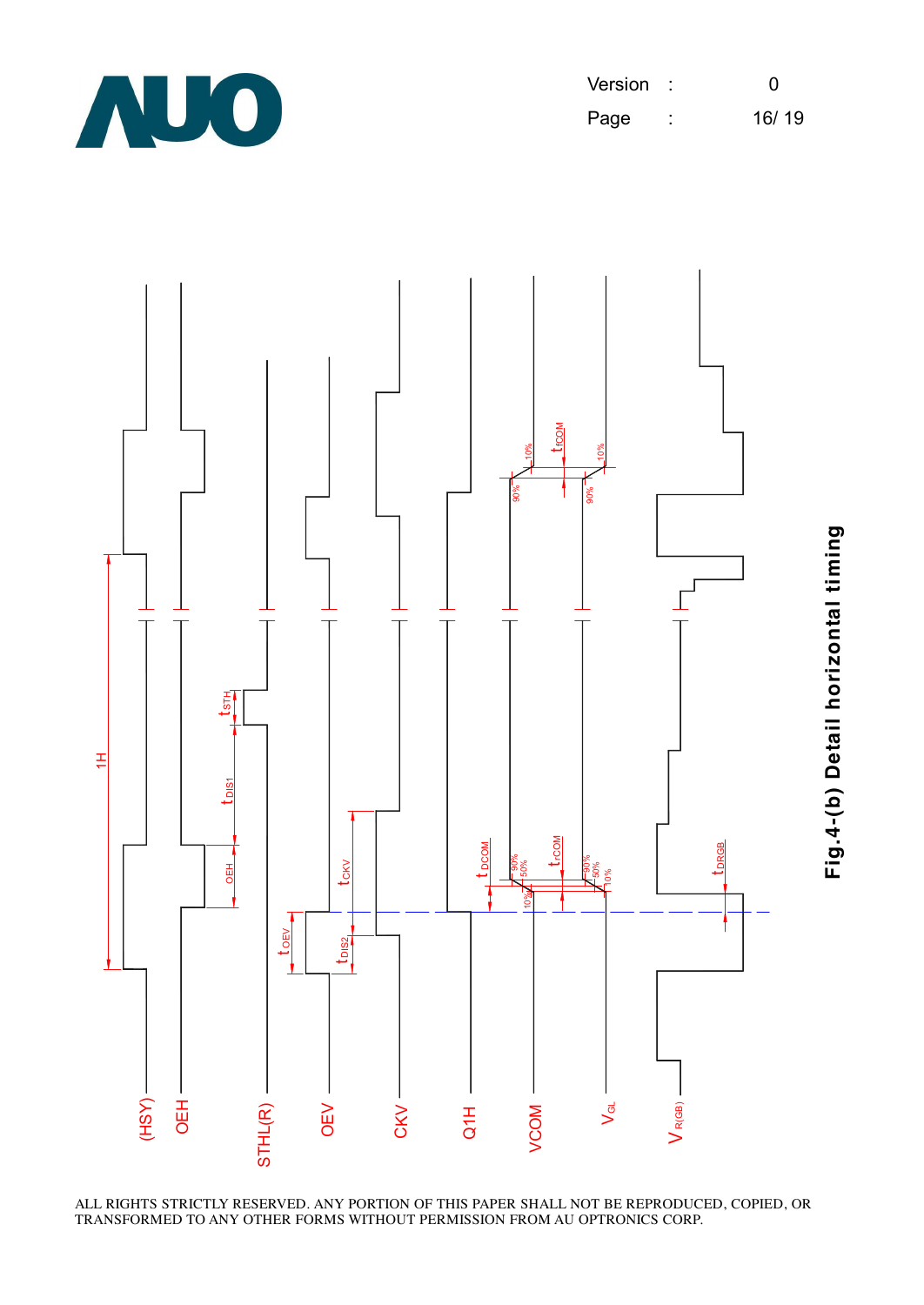(HSY)

OEH

STHL(R)

OEV

CKV

Q1H

VCOM

$V_{GL}$

$V_{R(GB)}$

1H

$t_{STH}$

$t_{DIS1}$

OEH

$t_{CKV}$

$t_{OEV}$

$t_{DIS2}$

$t_{DCOM}$

$t_{rCOM}$

$t_{fCOM}$

$t_{DRGB}$

90%

50%

10%

**Fig.4-(b) Detail horizontal timing**

ALL RIGHTS STRICTLY RESERVED. ANY PORTION OF THIS PAPER SHALL NOT BE REPRODUCED, COPIED, OR TRANSFORMED TO ANY OTHER FORMS WITHOUT PERMISSION FROM AU OPTRONICS CORP.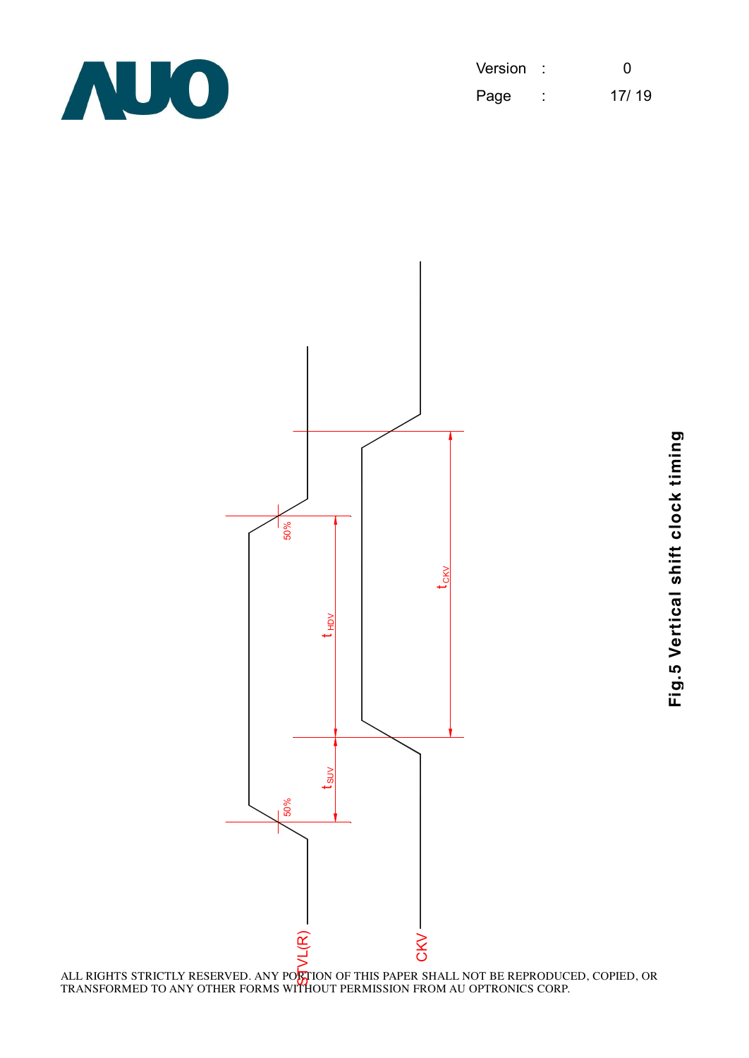STVL(R)

CKV

50%

50%

$t_{SUV}$

$t_{HDV}$

$t_{CKV}$

**Fig.5 Vertical shift clock timing**

ALL RIGHTS STRICTLY RESERVED. ANY PORTION OF THIS PAPER SHALL NOT BE REPRODUCED, COPIED, OR TRANSFORMED TO ANY OTHER FORMS WITHOUT PERMISSION FROM AU OPTRONICS CORP.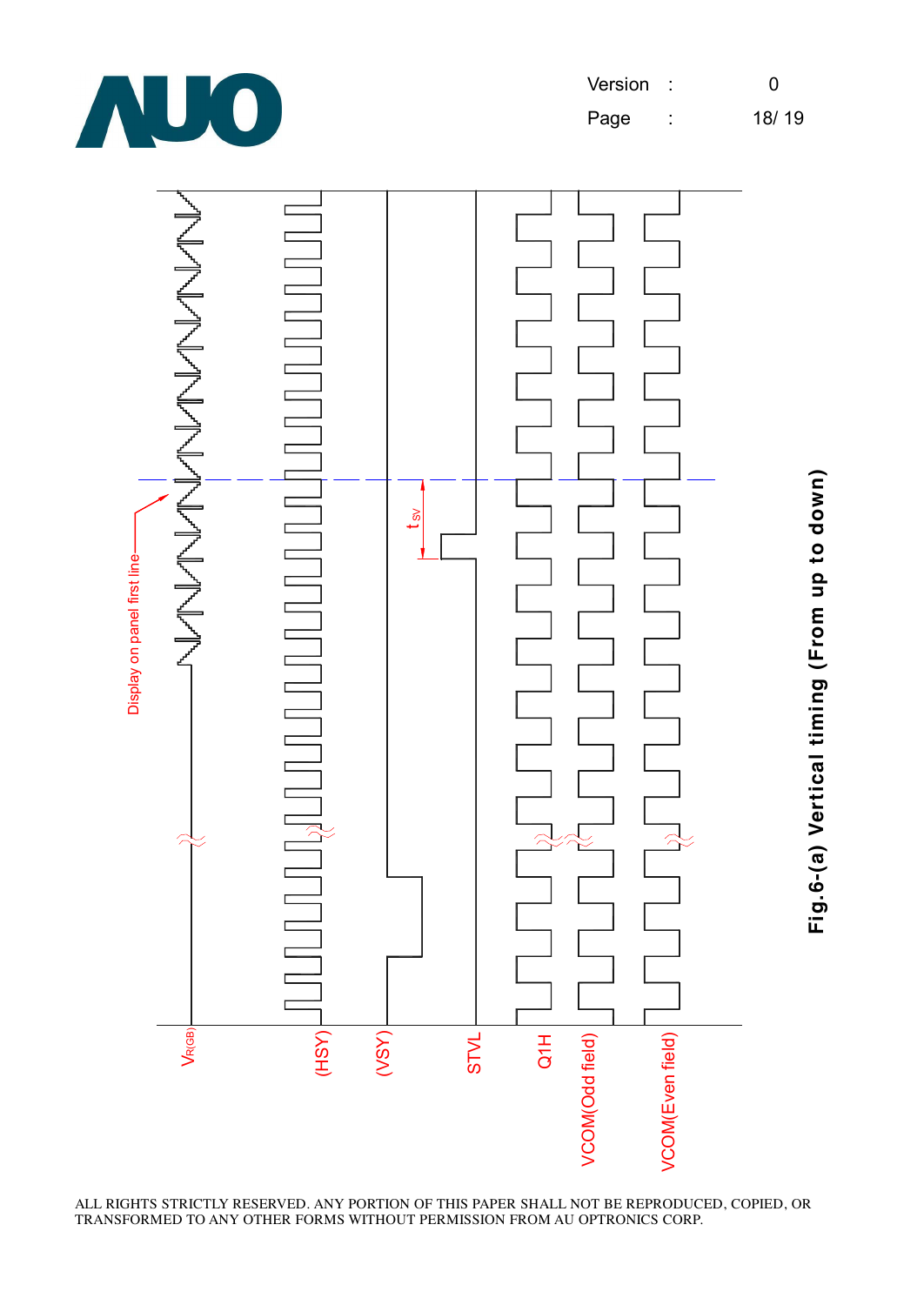Display on panel first line

$t_{SV}$

$V_{R(GB)}$

(HSY)

(VSY)

STVL

Q1H

VCOM(Odd field)

VCOM(Even field)

**Fig.6-(a) Vertical timing (From up to down)**

ALL RIGHTS STRICTLY RESERVED. ANY PORTION OF THIS PAPER SHALL NOT BE REPRODUCED, COPIED, OR TRANSFORMED TO ANY OTHER FORMS WITHOUT PERMISSION FROM AU OPTRONICS CORP.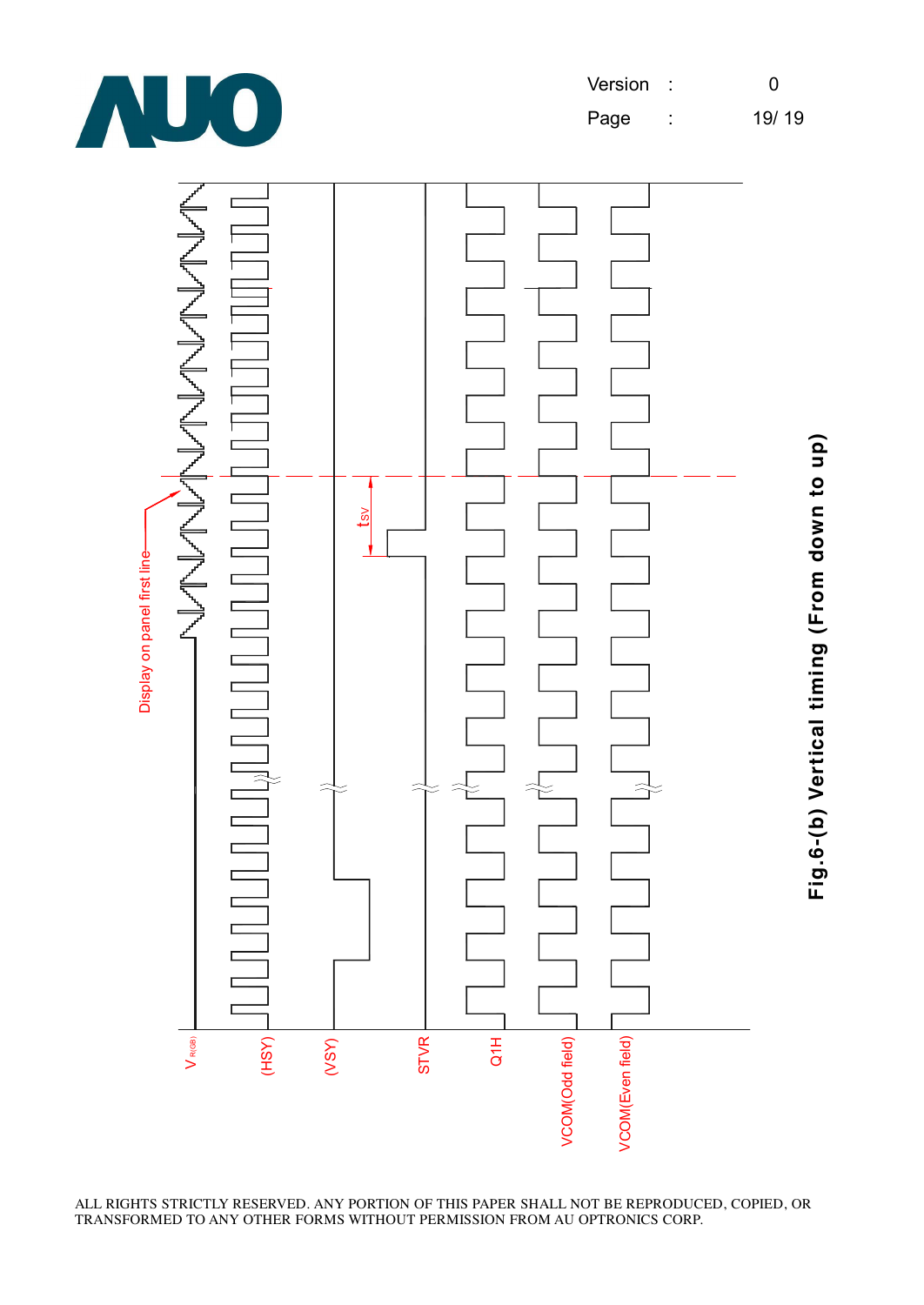Display on panel first line

$t_{SV}$

$V_{R(GB)}$

(HSY)

(VSY)

STVR

Q1H

VCOM(Odd field)

VCOM(Even field)

**Fig.6-(b) Vertical timing (From down to up)**

ALL RIGHTS STRICTLY RESERVED. ANY PORTION OF THIS PAPER SHALL NOT BE REPRODUCED, COPIED, OR TRANSFORMED TO ANY OTHER FORMS WITHOUT PERMISSION FROM AU OPTRONICS CORP.